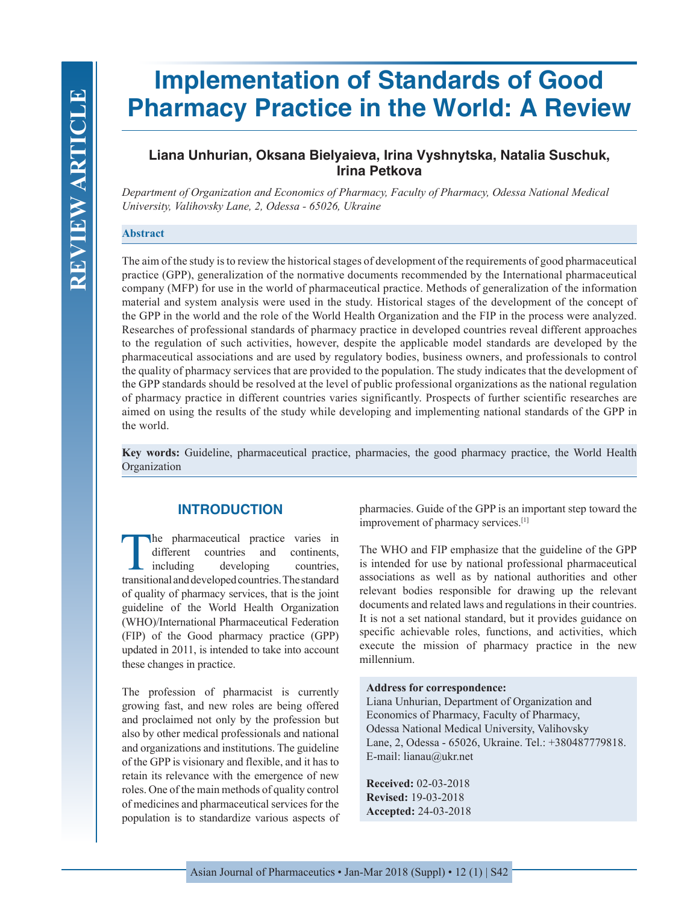# Implementation of Standards of Good Pharmacy Practice in the World: A Review

**Liana Unhurian, Oksana Bielyaieva, Irina Vyshnytska, Natalia Suschuk, Irina Petkova**

*Department of Organization and Economics of Pharmacy, Faculty of Pharmacy, Odessa National Medical University, Valihovsky Lane, 2, Odessa - 65026, Ukraine*

## Abstract

The aim of the study is to review the historical stages of development of the requirements of good pharmaceutical practice (GPP), generalization of the normative documents recommended by the International pharmaceutical company (MFP) for use in the world of pharmaceutical practice. Methods of generalization of the information material and system analysis were used in the study. Historical stages of the development of the concept of the GPP in the world and the role of the World Health Organization and the FIP in the process were analyzed. Researches of professional standards of pharmacy practice in developed countries reveal different approaches to the regulation of such activities, however, despite the applicable model standards are developed by the pharmaceutical associations and are used by regulatory bodies, business owners, and professionals to control the quality of pharmacy services that are provided to the population. The study indicates that the development of the GPP standards should be resolved at the level of public professional organizations as the national regulation of pharmacy practice in different countries varies significantly. Prospects of further scientific researches are aimed on using the results of the study while developing and implementing national standards of the GPP in the world.

**Key words:** Guideline, pharmaceutical practice, pharmacies, the good pharmacy practice, the World Health Organization

## INTRODUCTION

The pharmaceutical practice varies in different countries and continents, including developing countries, transitional and developed countries. The standard of quality of pharmacy services, that is the joint guideline of the World Health Organization (WHO)/International Pharmaceutical Federation (FIP) of the Good pharmacy practice (GPP) updated in 2011, is intended to take into account these changes in practice.

The profession of pharmacist is currently growing fast, and new roles are being offered and proclaimed not only by the profession but also by other medical professionals and national and organizations and institutions. The guideline of the GPP is visionary and flexible, and it has to retain its relevance with the emergence of new roles. One of the main methods of quality control of medicines and pharmaceutical services for the population is to standardize various aspects of pharmacies. Guide of the GPP is an important step toward the improvement of pharmacy services.[1]

The WHO and FIP emphasize that the guideline of the GPP is intended for use by national professional pharmaceutical associations as well as by national authorities and other relevant bodies responsible for drawing up the relevant documents and related laws and regulations in their countries. It is not a set national standard, but it provides guidance on specific achievable roles, functions, and activities, which execute the mission of pharmacy practice in the new millennium.

**Address for correspondence:**
Liana Unhurian, Department of Organization and Economics of Pharmacy, Faculty of Pharmacy, Odessa National Medical University, Valihovsky Lane, 2, Odessa - 65026, Ukraine. Tel.: +380487779818. E-mail: lianau@ukr.net

**Received:** 02-03-2018
**Revised:** 19-03-2018
**Accepted:** 24-03-2018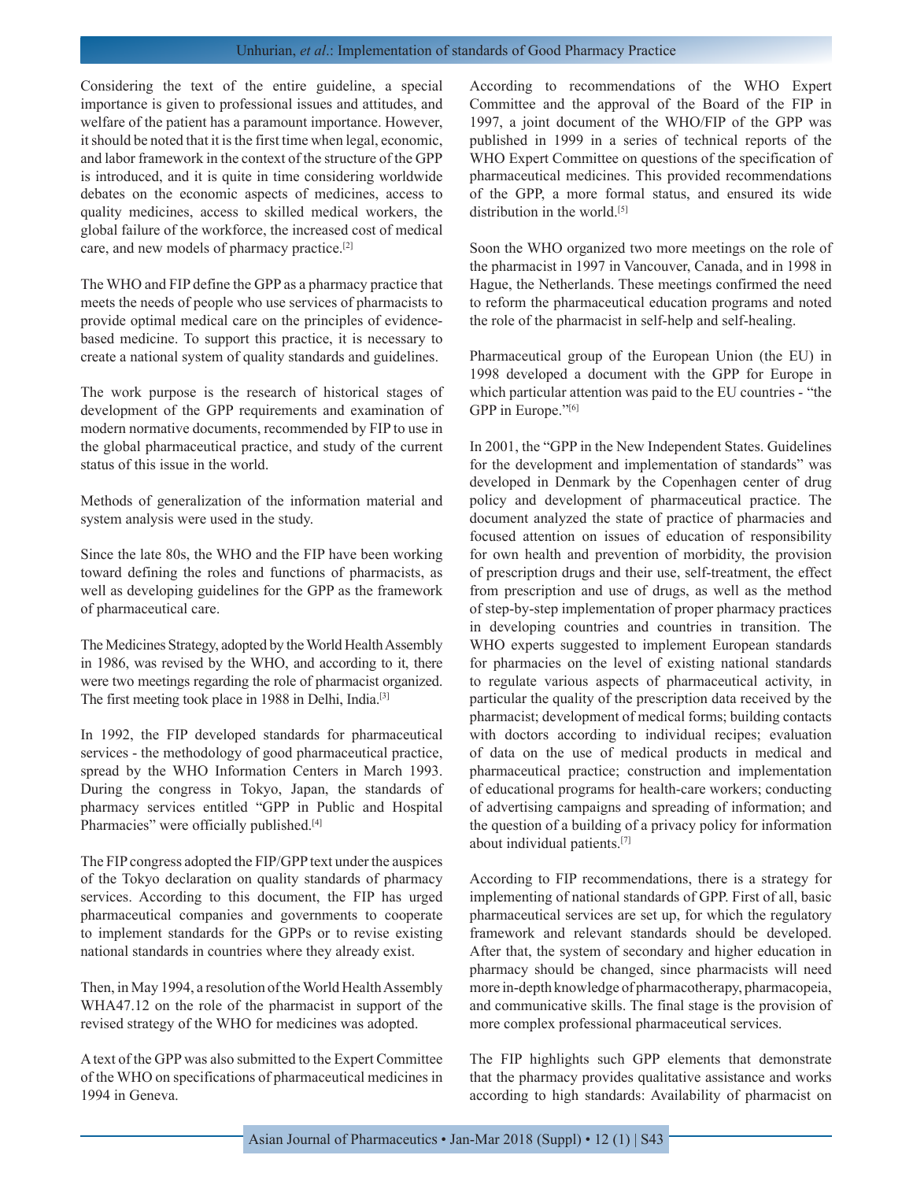Considering the text of the entire guideline, a special importance is given to professional issues and attitudes, and welfare of the patient has a paramount importance. However, it should be noted that it is the first time when legal, economic, and labor framework in the context of the structure of the GPP is introduced, and it is quite in time considering worldwide debates on the economic aspects of medicines, access to quality medicines, access to skilled medical workers, the global failure of the workforce, the increased cost of medical care, and new models of pharmacy practice.[2]

The WHO and FIP define the GPP as a pharmacy practice that meets the needs of people who use services of pharmacists to provide optimal medical care on the principles of evidence-based medicine. To support this practice, it is necessary to create a national system of quality standards and guidelines.

The work purpose is the research of historical stages of development of the GPP requirements and examination of modern normative documents, recommended by FIP to use in the global pharmaceutical practice, and study of the current status of this issue in the world.

Methods of generalization of the information material and system analysis were used in the study.

Since the late 80s, the WHO and the FIP have been working toward defining the roles and functions of pharmacists, as well as developing guidelines for the GPP as the framework of pharmaceutical care.

The Medicines Strategy, adopted by the World Health Assembly in 1986, was revised by the WHO, and according to it, there were two meetings regarding the role of pharmacist organized. The first meeting took place in 1988 in Delhi, India.[3]

In 1992, the FIP developed standards for pharmaceutical services - the methodology of good pharmaceutical practice, spread by the WHO Information Centers in March 1993. During the congress in Tokyo, Japan, the standards of pharmacy services entitled "GPP in Public and Hospital Pharmacies" were officially published.[4]

The FIP congress adopted the FIP/GPP text under the auspices of the Tokyo declaration on quality standards of pharmacy services. According to this document, the FIP has urged pharmaceutical companies and governments to cooperate to implement standards for the GPPs or to revise existing national standards in countries where they already exist.

Then, in May 1994, a resolution of the World Health Assembly WHA47.12 on the role of the pharmacist in support of the revised strategy of the WHO for medicines was adopted.

A text of the GPP was also submitted to the Expert Committee of the WHO on specifications of pharmaceutical medicines in 1994 in Geneva.

According to recommendations of the WHO Expert Committee and the approval of the Board of the FIP in 1997, a joint document of the WHO/FIP of the GPP was published in 1999 in a series of technical reports of the WHO Expert Committee on questions of the specification of pharmaceutical medicines. This provided recommendations of the GPP, a more formal status, and ensured its wide distribution in the world.[5]

Soon the WHO organized two more meetings on the role of the pharmacist in 1997 in Vancouver, Canada, and in 1998 in Hague, the Netherlands. These meetings confirmed the need to reform the pharmaceutical education programs and noted the role of the pharmacist in self-help and self-healing.

Pharmaceutical group of the European Union (the EU) in 1998 developed a document with the GPP for Europe in which particular attention was paid to the EU countries - "the GPP in Europe."[6]

In 2001, the "GPP in the New Independent States. Guidelines for the development and implementation of standards" was developed in Denmark by the Copenhagen center of drug policy and development of pharmaceutical practice. The document analyzed the state of practice of pharmacies and focused attention on issues of education of responsibility for own health and prevention of morbidity, the provision of prescription drugs and their use, self-treatment, the effect from prescription and use of drugs, as well as the method of step-by-step implementation of proper pharmacy practices in developing countries and countries in transition. The WHO experts suggested to implement European standards for pharmacies on the level of existing national standards to regulate various aspects of pharmaceutical activity, in particular the quality of the prescription data received by the pharmacist; development of medical forms; building contacts with doctors according to individual recipes; evaluation of data on the use of medical products in medical and pharmaceutical practice; construction and implementation of educational programs for health-care workers; conducting of advertising campaigns and spreading of information; and the question of a building of a privacy policy for information about individual patients.[7]

According to FIP recommendations, there is a strategy for implementing of national standards of GPP. First of all, basic pharmaceutical services are set up, for which the regulatory framework and relevant standards should be developed. After that, the system of secondary and higher education in pharmacy should be changed, since pharmacists will need more in-depth knowledge of pharmacotherapy, pharmacopeia, and communicative skills. The final stage is the provision of more complex professional pharmaceutical services.

The FIP highlights such GPP elements that demonstrate that the pharmacy provides qualitative assistance and works according to high standards: Availability of pharmacist on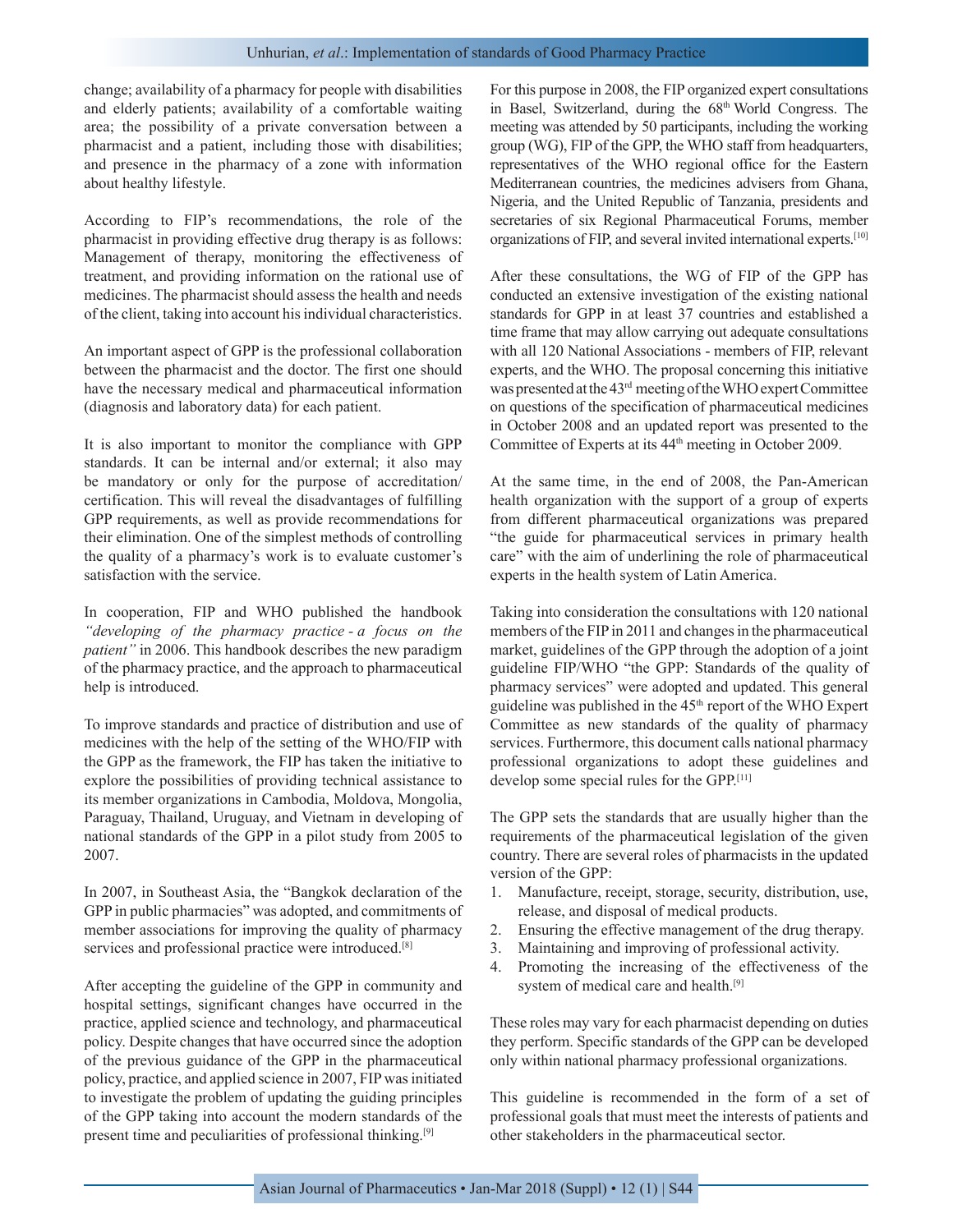change; availability of a pharmacy for people with disabilities and elderly patients; availability of a comfortable waiting area; the possibility of a private conversation between a pharmacist and a patient, including those with disabilities; and presence in the pharmacy of a zone with information about healthy lifestyle.

According to FIP's recommendations, the role of the pharmacist in providing effective drug therapy is as follows: Management of therapy, monitoring the effectiveness of treatment, and providing information on the rational use of medicines. The pharmacist should assess the health and needs of the client, taking into account his individual characteristics.

An important aspect of GPP is the professional collaboration between the pharmacist and the doctor. The first one should have the necessary medical and pharmaceutical information (diagnosis and laboratory data) for each patient.

It is also important to monitor the compliance with GPP standards. It can be internal and/or external; it also may be mandatory or only for the purpose of accreditation/certification. This will reveal the disadvantages of fulfilling GPP requirements, as well as provide recommendations for their elimination. One of the simplest methods of controlling the quality of a pharmacy's work is to evaluate customer's satisfaction with the service.

In cooperation, FIP and WHO published the handbook *"developing of the pharmacy practice - a focus on the patient"* in 2006. This handbook describes the new paradigm of the pharmacy practice, and the approach to pharmaceutical help is introduced.

To improve standards and practice of distribution and use of medicines with the help of the setting of the WHO/FIP with the GPP as the framework, the FIP has taken the initiative to explore the possibilities of providing technical assistance to its member organizations in Cambodia, Moldova, Mongolia, Paraguay, Thailand, Uruguay, and Vietnam in developing of national standards of the GPP in a pilot study from 2005 to 2007.

In 2007, in Southeast Asia, the "Bangkok declaration of the GPP in public pharmacies" was adopted, and commitments of member associations for improving the quality of pharmacy services and professional practice were introduced.[8]

After accepting the guideline of the GPP in community and hospital settings, significant changes have occurred in the practice, applied science and technology, and pharmaceutical policy. Despite changes that have occurred since the adoption of the previous guidance of the GPP in the pharmaceutical policy, practice, and applied science in 2007, FIP was initiated to investigate the problem of updating the guiding principles of the GPP taking into account the modern standards of the present time and peculiarities of professional thinking.[9]

For this purpose in 2008, the FIP organized expert consultations in Basel, Switzerland, during the 68th World Congress. The meeting was attended by 50 participants, including the working group (WG), FIP of the GPP, the WHO staff from headquarters, representatives of the WHO regional office for the Eastern Mediterranean countries, the medicines advisers from Ghana, Nigeria, and the United Republic of Tanzania, presidents and secretaries of six Regional Pharmaceutical Forums, member organizations of FIP, and several invited international experts.[10]

After these consultations, the WG of FIP of the GPP has conducted an extensive investigation of the existing national standards for GPP in at least 37 countries and established a time frame that may allow carrying out adequate consultations with all 120 National Associations - members of FIP, relevant experts, and the WHO. The proposal concerning this initiative was presented at the 43rd meeting of the WHO expert Committee on questions of the specification of pharmaceutical medicines in October 2008 and an updated report was presented to the Committee of Experts at its 44th meeting in October 2009.

At the same time, in the end of 2008, the Pan-American health organization with the support of a group of experts from different pharmaceutical organizations was prepared "the guide for pharmaceutical services in primary health care" with the aim of underlining the role of pharmaceutical experts in the health system of Latin America.

Taking into consideration the consultations with 120 national members of the FIP in 2011 and changes in the pharmaceutical market, guidelines of the GPP through the adoption of a joint guideline FIP/WHO "the GPP: Standards of the quality of pharmacy services" were adopted and updated. This general guideline was published in the 45th report of the WHO Expert Committee as new standards of the quality of pharmacy services. Furthermore, this document calls national pharmacy professional organizations to adopt these guidelines and develop some special rules for the GPP.[11]

The GPP sets the standards that are usually higher than the requirements of the pharmaceutical legislation of the given country. There are several roles of pharmacists in the updated version of the GPP:

1. Manufacture, receipt, storage, security, distribution, use, release, and disposal of medical products.
2. Ensuring the effective management of the drug therapy.
3. Maintaining and improving of professional activity.
4. Promoting the increasing of the effectiveness of the system of medical care and health.[9]

These roles may vary for each pharmacist depending on duties they perform. Specific standards of the GPP can be developed only within national pharmacy professional organizations.

This guideline is recommended in the form of a set of professional goals that must meet the interests of patients and other stakeholders in the pharmaceutical sector.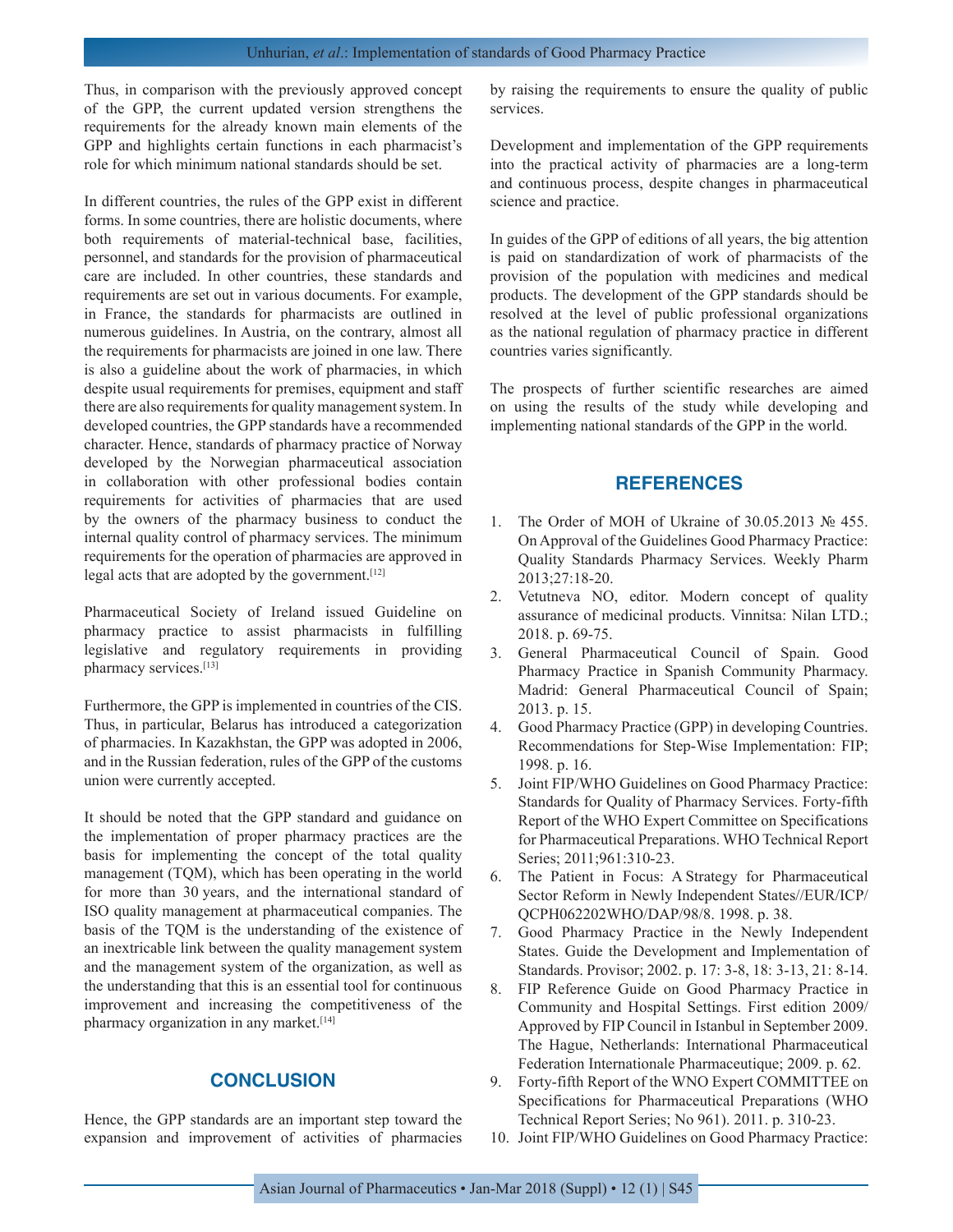Thus, in comparison with the previously approved concept of the GPP, the current updated version strengthens the requirements for the already known main elements of the GPP and highlights certain functions in each pharmacist's role for which minimum national standards should be set.

In different countries, the rules of the GPP exist in different forms. In some countries, there are holistic documents, where both requirements of material-technical base, facilities, personnel, and standards for the provision of pharmaceutical care are included. In other countries, these standards and requirements are set out in various documents. For example, in France, the standards for pharmacists are outlined in numerous guidelines. In Austria, on the contrary, almost all the requirements for pharmacists are joined in one law. There is also a guideline about the work of pharmacies, in which despite usual requirements for premises, equipment and staff there are also requirements for quality management system. In developed countries, the GPP standards have a recommended character. Hence, standards of pharmacy practice of Norway developed by the Norwegian pharmaceutical association in collaboration with other professional bodies contain requirements for activities of pharmacies that are used by the owners of the pharmacy business to conduct the internal quality control of pharmacy services. The minimum requirements for the operation of pharmacies are approved in legal acts that are adopted by the government.[12]

Pharmaceutical Society of Ireland issued Guideline on pharmacy practice to assist pharmacists in fulfilling legislative and regulatory requirements in providing pharmacy services.[13]

Furthermore, the GPP is implemented in countries of the CIS. Thus, in particular, Belarus has introduced a categorization of pharmacies. In Kazakhstan, the GPP was adopted in 2006, and in the Russian federation, rules of the GPP of the customs union were currently accepted.

It should be noted that the GPP standard and guidance on the implementation of proper pharmacy practices are the basis for implementing the concept of the total quality management (TQM), which has been operating in the world for more than 30 years, and the international standard of ISO quality management at pharmaceutical companies. The basis of the TQM is the understanding of the existence of an inextricable link between the quality management system and the management system of the organization, as well as the understanding that this is an essential tool for continuous improvement and increasing the competitiveness of the pharmacy organization in any market.[14]

## CONCLUSION

Hence, the GPP standards are an important step toward the expansion and improvement of activities of pharmacies by raising the requirements to ensure the quality of public services.

Development and implementation of the GPP requirements into the practical activity of pharmacies are a long-term and continuous process, despite changes in pharmaceutical science and practice.

In guides of the GPP of editions of all years, the big attention is paid on standardization of work of pharmacists of the provision of the population with medicines and medical products. The development of the GPP standards should be resolved at the level of public professional organizations as the national regulation of pharmacy practice in different countries varies significantly.

The prospects of further scientific researches are aimed on using the results of the study while developing and implementing national standards of the GPP in the world.

## REFERENCES

1. The Order of MOH of Ukraine of 30.05.2013 № 455. On Approval of the Guidelines Good Pharmacy Practice: Quality Standards Pharmacy Services. Weekly Pharm 2013;27:18-20.
2. Vetutneva NO, editor. Modern concept of quality assurance of medicinal products. Vinnitsa: Nilan LTD.; 2018. p. 69-75.
3. General Pharmaceutical Council of Spain. Good Pharmacy Practice in Spanish Community Pharmacy. Madrid: General Pharmaceutical Council of Spain; 2013. p. 15.
4. Good Pharmacy Practice (GPP) in developing Countries. Recommendations for Step-Wise Implementation: FIP; 1998. p. 16.
5. Joint FIP/WHO Guidelines on Good Pharmacy Practice: Standards for Quality of Pharmacy Services. Forty-fifth Report of the WHO Expert Committee on Specifications for Pharmaceutical Preparations. WHO Technical Report Series; 2011;961:310-23.
6. The Patient in Focus: A Strategy for Pharmaceutical Sector Reform in Newly Independent States//EUR/ICP/QCPH062202WHO/DAP/98/8. 1998. p. 38.
7. Good Pharmacy Practice in the Newly Independent States. Guide the Development and Implementation of Standards. Provisor; 2002. p. 17: 3-8, 18: 3-13, 21: 8-14.
8. FIP Reference Guide on Good Pharmacy Practice in Community and Hospital Settings. First edition 2009/ Approved by FIP Council in Istanbul in September 2009. The Hague, Netherlands: International Pharmaceutical Federation Internationale Pharmaceutique; 2009. p. 62.
9. Forty-fifth Report of the WNO Expert COMMITTEE on Specifications for Pharmaceutical Preparations (WHO Technical Report Series; No 961). 2011. p. 310-23.
10. Joint FIP/WHO Guidelines on Good Pharmacy Practice: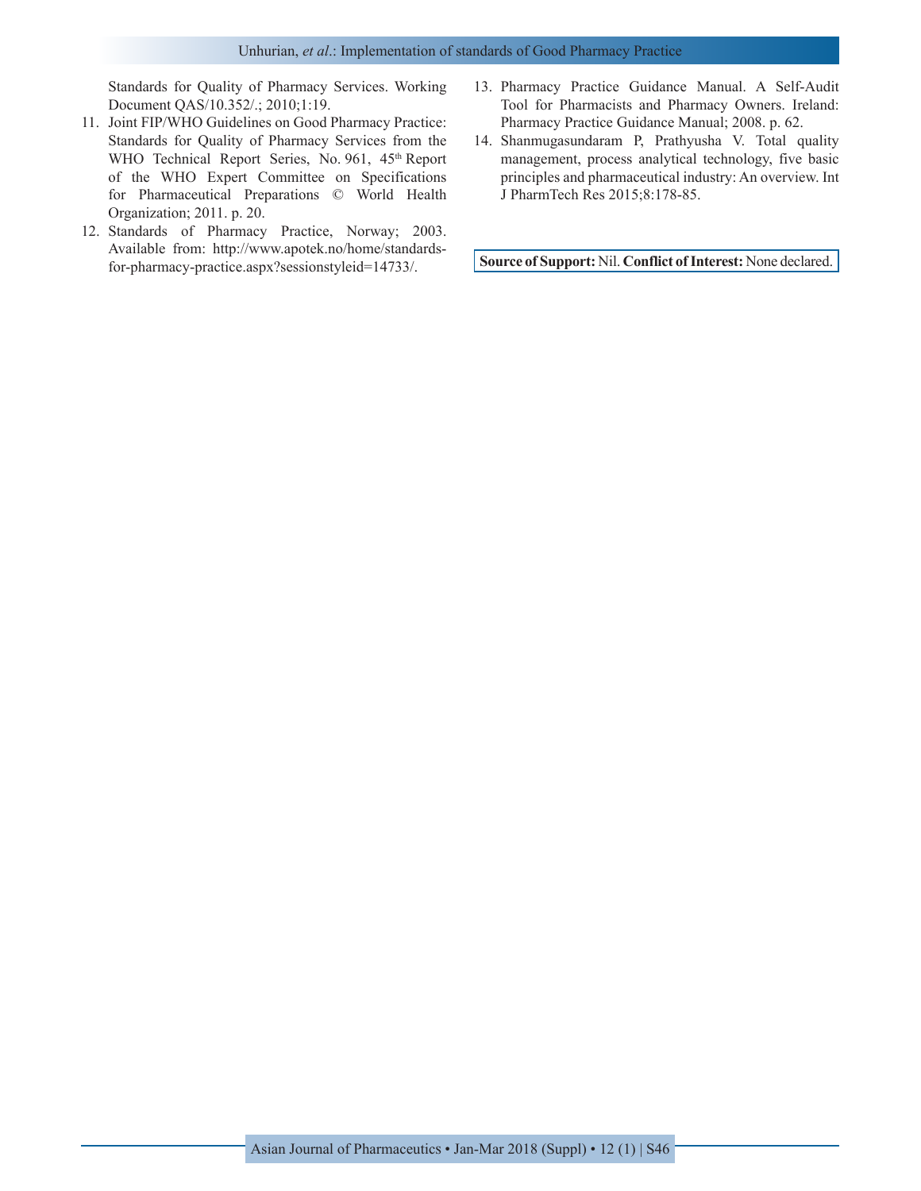Standards for Quality of Pharmacy Services. Working Document QAS/10.352/.; 2010;1:19.

11. Joint FIP/WHO Guidelines on Good Pharmacy Practice: Standards for Quality of Pharmacy Services from the WHO Technical Report Series, No. 961, 45th Report of the WHO Expert Committee on Specifications for Pharmaceutical Preparations © World Health Organization; 2011. p. 20.
12. Standards of Pharmacy Practice, Norway; 2003. Available from: http://www.apotek.no/home/standards-for-pharmacy-practice.aspx?sessionstyleid=14733/.
13. Pharmacy Practice Guidance Manual. A Self-Audit Tool for Pharmacists and Pharmacy Owners. Ireland: Pharmacy Practice Guidance Manual; 2008. p. 62.
14. Shanmugasundaram P, Prathyusha V. Total quality management, process analytical technology, five basic principles and pharmaceutical industry: An overview. Int J PharmTech Res 2015;8:178-85.

**Source of Support:** Nil. **Conflict of Interest:** None declared.